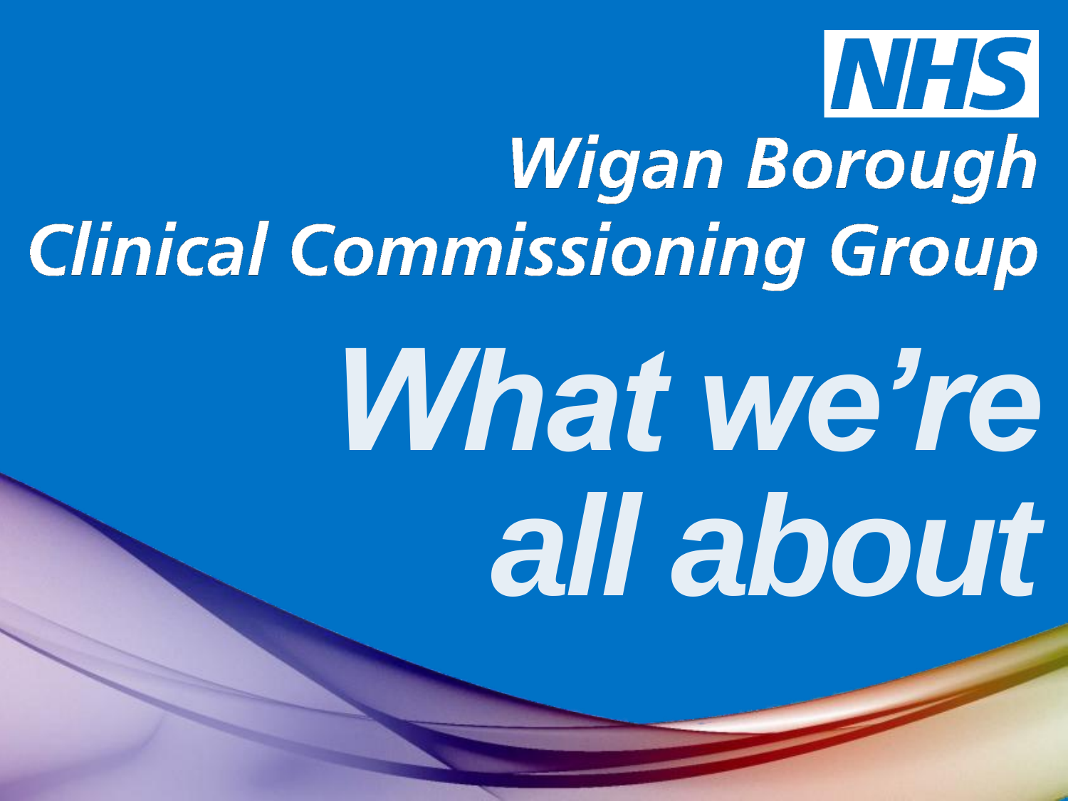NHS

Wigan Borough
Clinical Commissioning Group

# What we're all about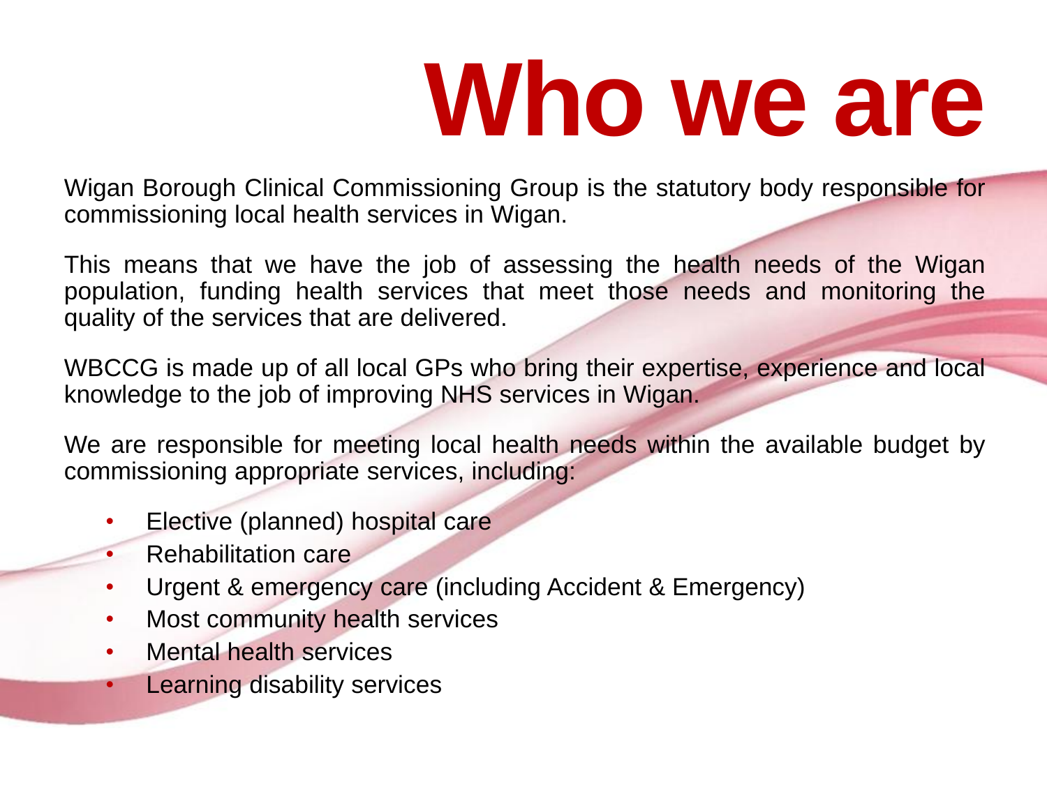# Who we are

Wigan Borough Clinical Commissioning Group is the statutory body responsible for commissioning local health services in Wigan.

This means that we have the job of assessing the health needs of the Wigan population, funding health services that meet those needs and monitoring the quality of the services that are delivered.

WBCCG is made up of all local GPs who bring their expertise, experience and local knowledge to the job of improving NHS services in Wigan.

We are responsible for meeting local health needs within the available budget by commissioning appropriate services, including:

- Elective (planned) hospital care
- Rehabilitation care
- Urgent & emergency care (including Accident & Emergency)
- Most community health services
- Mental health services
- Learning disability services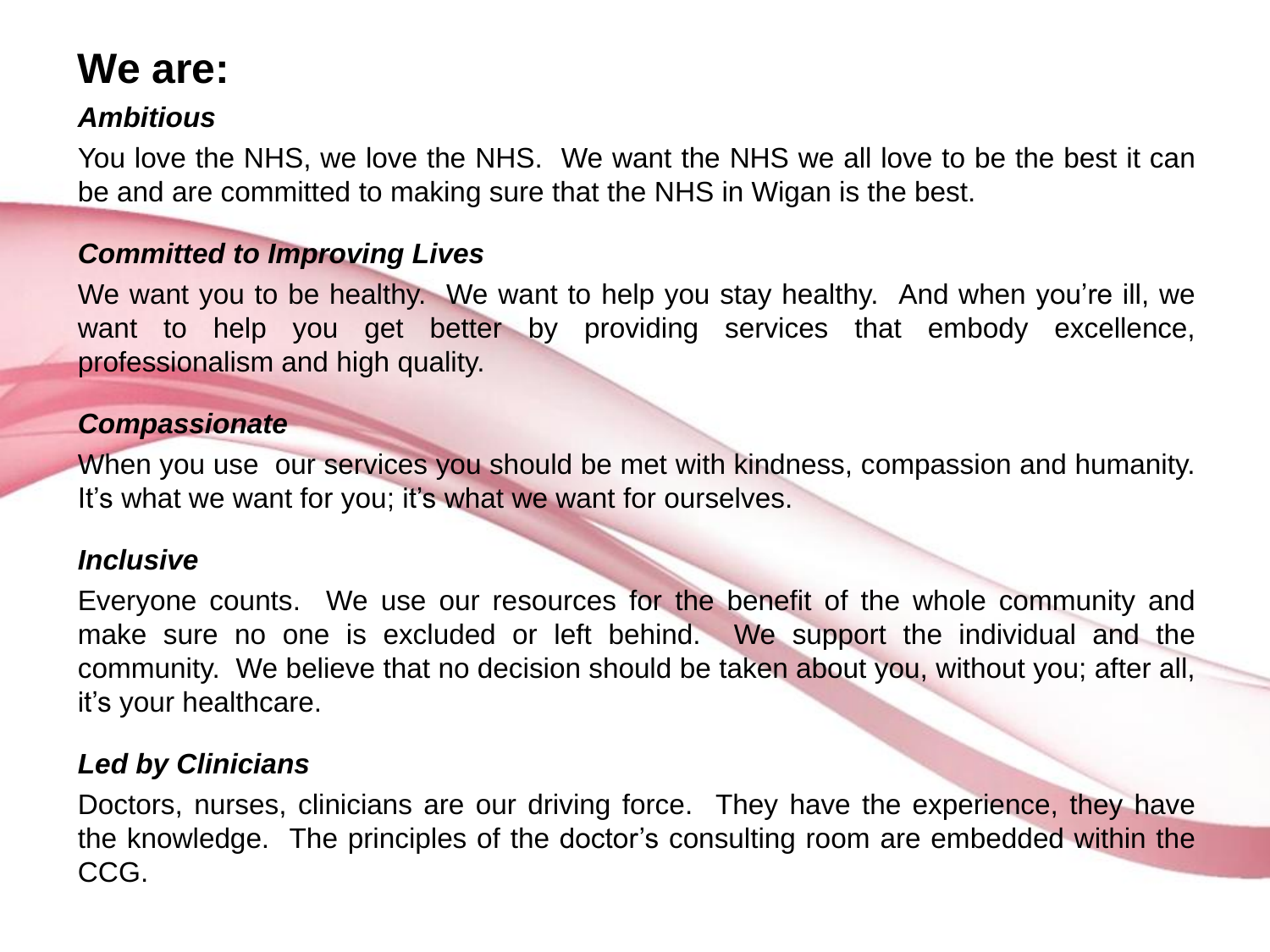# We are:

***Ambitious***

You love the NHS, we love the NHS. We want the NHS we all love to be the best it can be and are committed to making sure that the NHS in Wigan is the best.

***Committed to Improving Lives***

We want you to be healthy. We want to help you stay healthy. And when you're ill, we want to help you get better by providing services that embody excellence, professionalism and high quality.

***Compassionate***

When you use our services you should be met with kindness, compassion and humanity. It's what we want for you; it's what we want for ourselves.

***Inclusive***

Everyone counts. We use our resources for the benefit of the whole community and make sure no one is excluded or left behind. We support the individual and the community. We believe that no decision should be taken about you, without you; after all, it's your healthcare.

***Led by Clinicians***

Doctors, nurses, clinicians are our driving force. They have the experience, they have the knowledge. The principles of the doctor's consulting room are embedded within the CCG.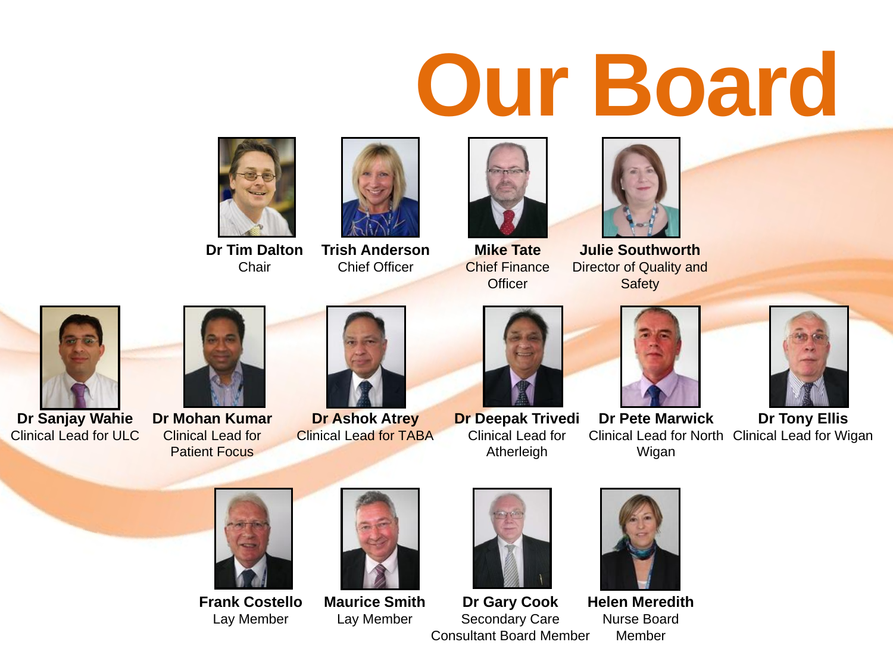# Our Board

**Dr Tim Dalton**
Chair

**Trish Anderson**
Chief Officer

**Mike Tate**
Chief Finance Officer

**Julie Southworth**
Director of Quality and Safety

**Dr Sanjay Wahie**
Clinical Lead for ULC

**Dr Mohan Kumar**
Clinical Lead for Patient Focus

**Dr Ashok Atrey**
Clinical Lead for TABA

**Dr Deepak Trivedi**
Clinical Lead for Atherleigh

**Dr Pete Marwick**
Clinical Lead for North Wigan

**Dr Tony Ellis**
Clinical Lead for Wigan

**Frank Costello**
Lay Member

**Maurice Smith**
Lay Member

**Dr Gary Cook**
Secondary Care Consultant Board Member

**Helen Meredith**
Nurse Board Member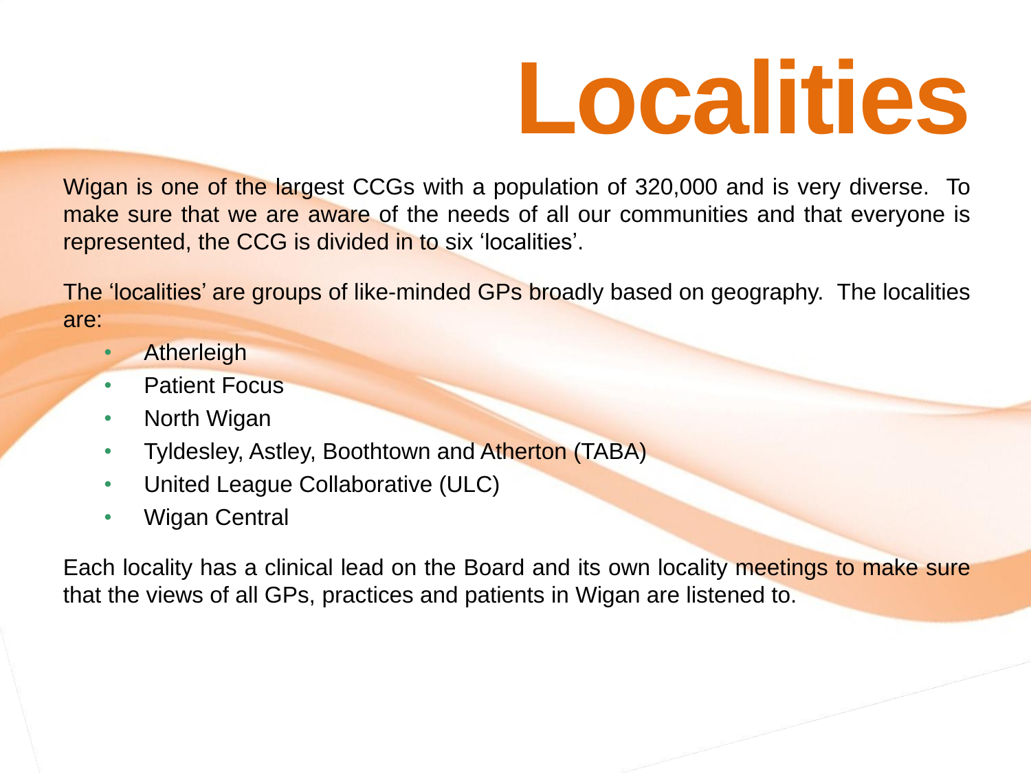# Localities

Wigan is one of the largest CCGs with a population of 320,000 and is very diverse. To make sure that we are aware of the needs of all our communities and that everyone is represented, the CCG is divided in to six 'localities'.

The 'localities' are groups of like-minded GPs broadly based on geography. The localities are:

- Atherleigh
- Patient Focus
- North Wigan
- Tyldesley, Astley, Boothtown and Atherton (TABA)
- United League Collaborative (ULC)
- Wigan Central

Each locality has a clinical lead on the Board and its own locality meetings to make sure that the views of all GPs, practices and patients in Wigan are listened to.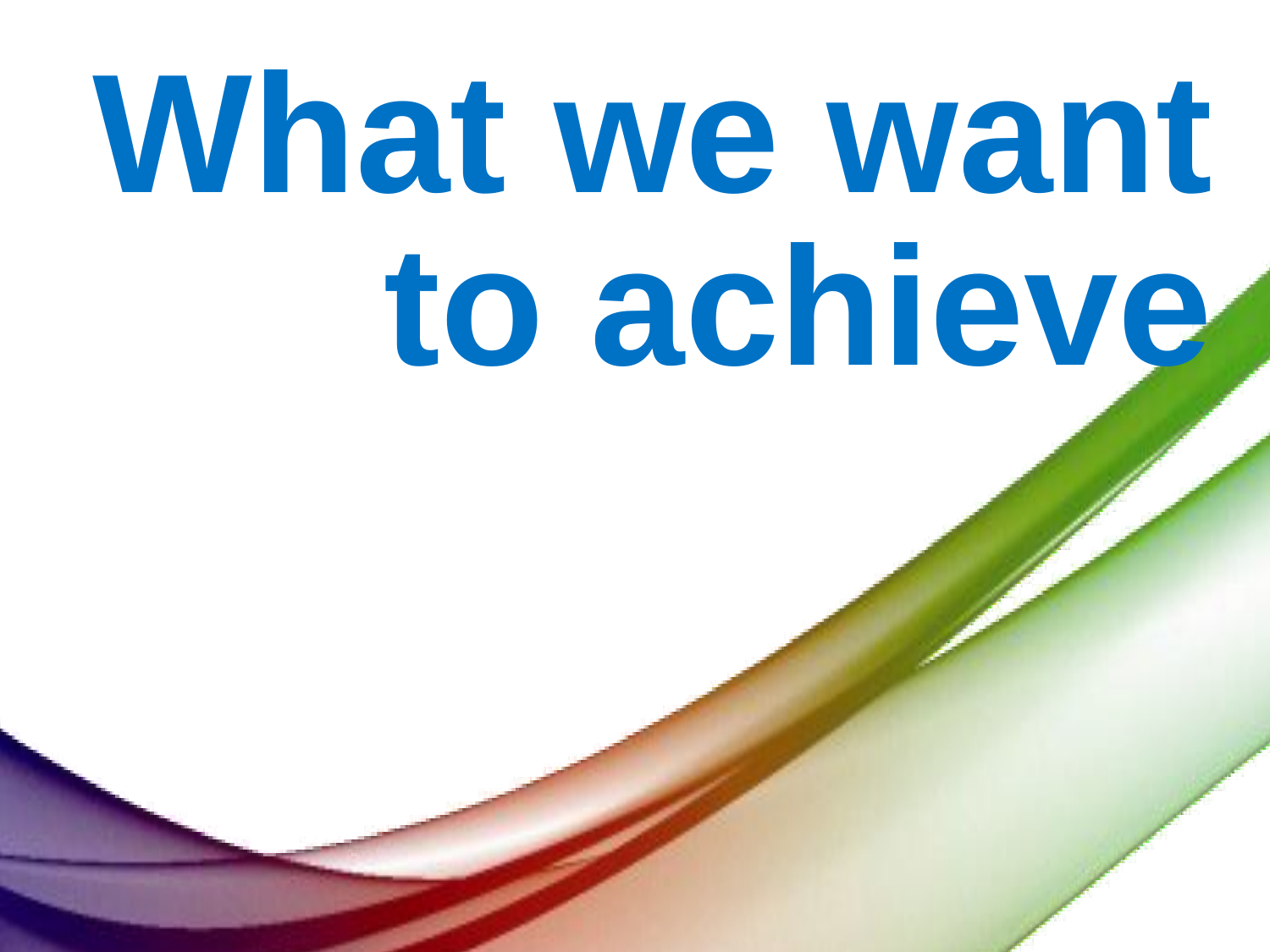# What we want to achieve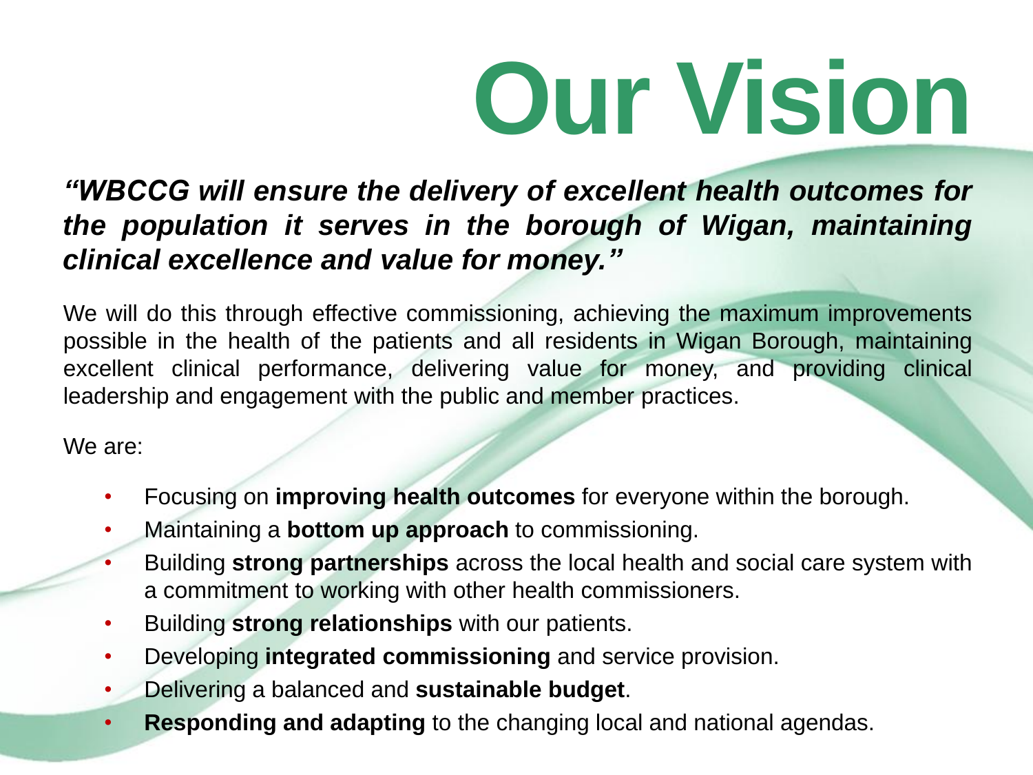# Our Vision

***"WBCCG will ensure the delivery of excellent health outcomes for the population it serves in the borough of Wigan, maintaining clinical excellence and value for money."***

We will do this through effective commissioning, achieving the maximum improvements possible in the health of the patients and all residents in Wigan Borough, maintaining excellent clinical performance, delivering value for money, and providing clinical leadership and engagement with the public and member practices.

We are:

- Focusing on **improving health outcomes** for everyone within the borough.
- Maintaining a **bottom up approach** to commissioning.
- Building **strong partnerships** across the local health and social care system with a commitment to working with other health commissioners.
- Building **strong relationships** with our patients.
- Developing **integrated commissioning** and service provision.
- Delivering a balanced and **sustainable budget**.
- **Responding and adapting** to the changing local and national agendas.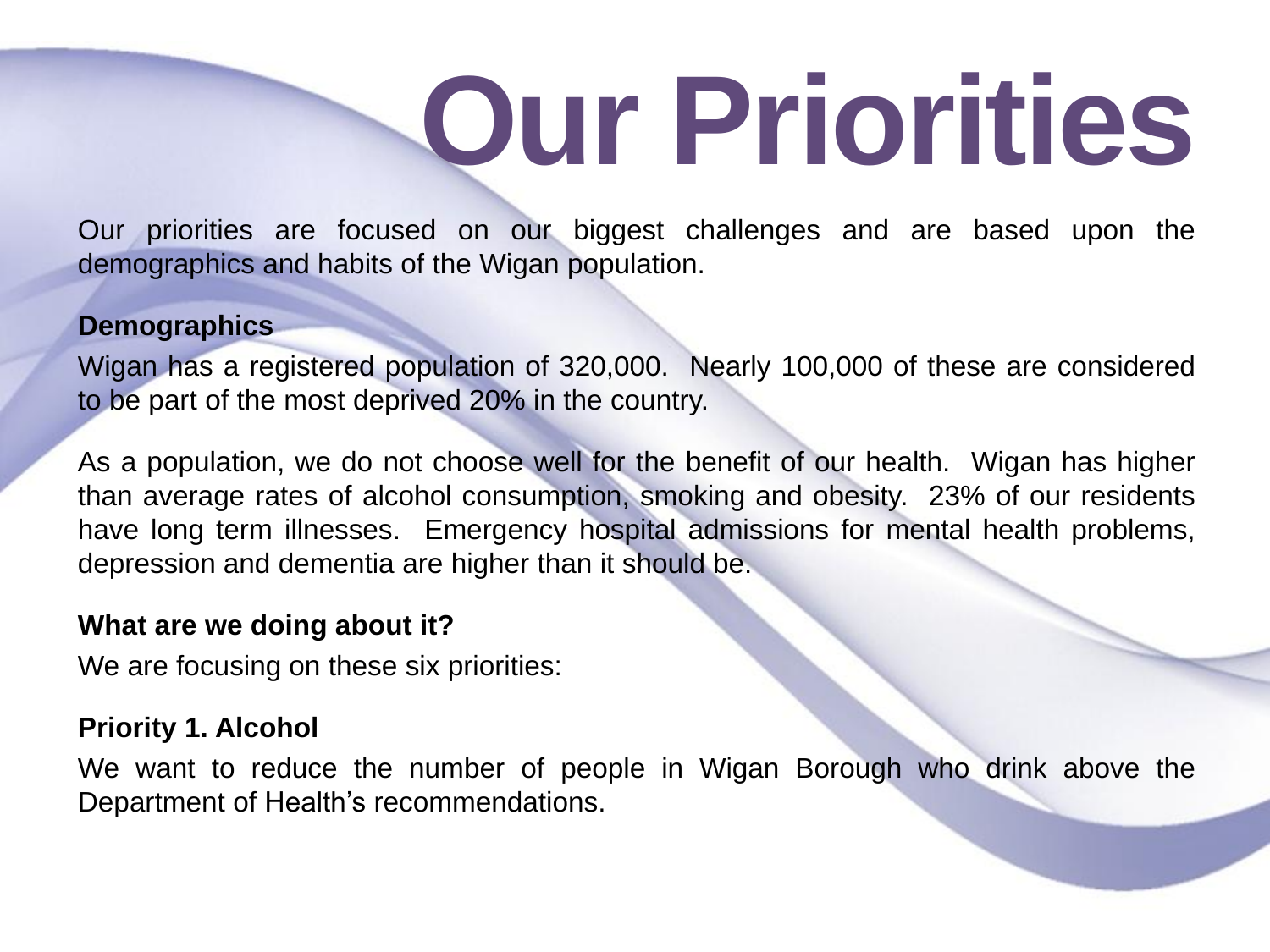# Our Priorities

Our priorities are focused on our biggest challenges and are based upon the demographics and habits of the Wigan population.

**Demographics**

Wigan has a registered population of 320,000. Nearly 100,000 of these are considered to be part of the most deprived 20% in the country.

As a population, we do not choose well for the benefit of our health. Wigan has higher than average rates of alcohol consumption, smoking and obesity. 23% of our residents have long term illnesses. Emergency hospital admissions for mental health problems, depression and dementia are higher than it should be.

**What are we doing about it?**

We are focusing on these six priorities:

**Priority 1. Alcohol**

We want to reduce the number of people in Wigan Borough who drink above the Department of Health's recommendations.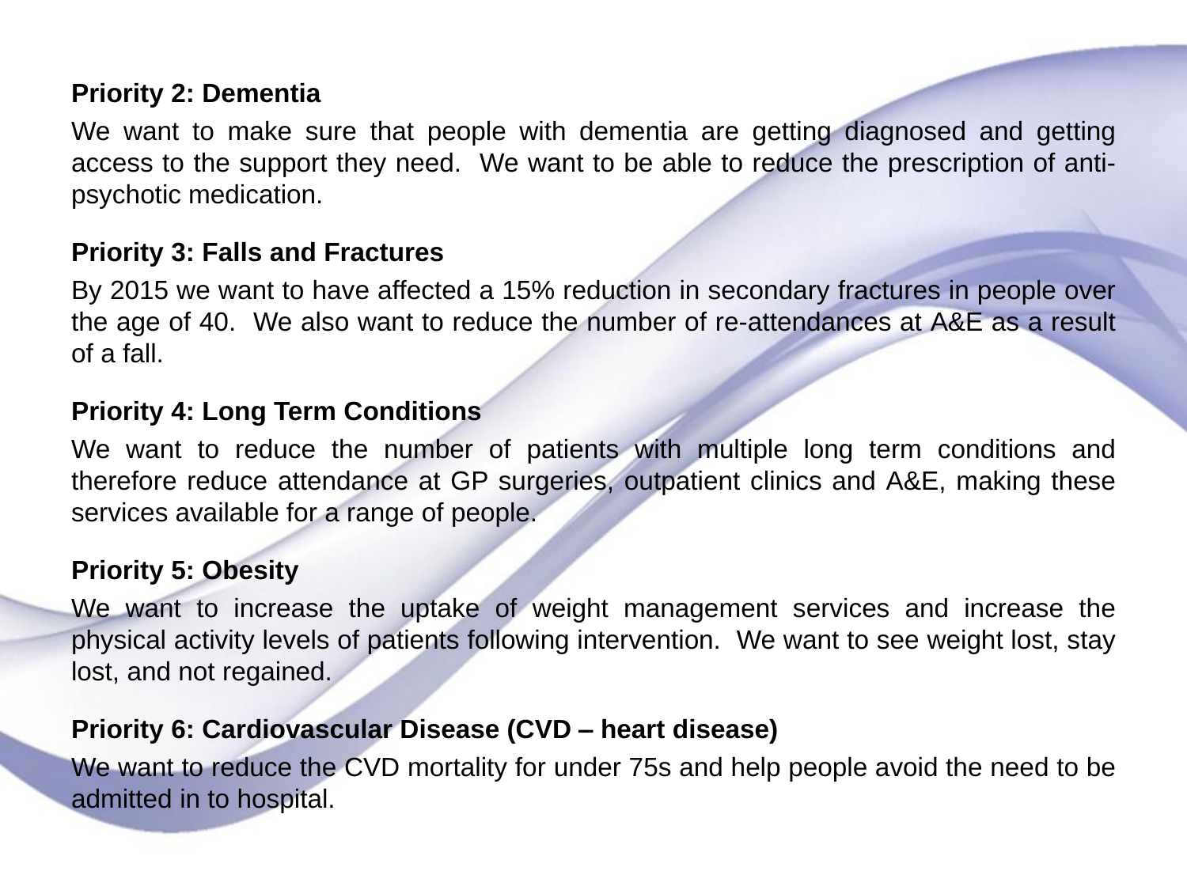**Priority 2: Dementia**

We want to make sure that people with dementia are getting diagnosed and getting access to the support they need.  We want to be able to reduce the prescription of anti-psychotic medication.

**Priority 3: Falls and Fractures**

By 2015 we want to have affected a 15% reduction in secondary fractures in people over the age of 40.  We also want to reduce the number of re-attendances at A&E as a result of a fall.

**Priority 4: Long Term Conditions**

We want to reduce the number of patients with multiple long term conditions and therefore reduce attendance at GP surgeries, outpatient clinics and A&E, making these services available for a range of people.

**Priority 5: Obesity**

We want to increase the uptake of weight management services and increase the physical activity levels of patients following intervention.  We want to see weight lost, stay lost, and not regained.

**Priority 6: Cardiovascular Disease (CVD – heart disease)**

We want to reduce the CVD mortality for under 75s and help people avoid the need to be admitted in to hospital.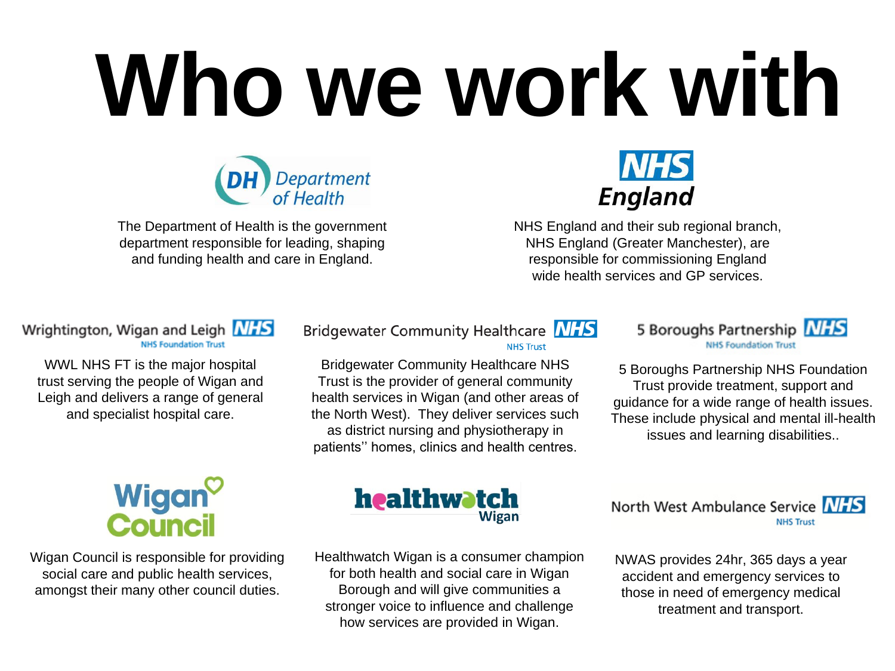# Who we work with

**Department of Health**

The Department of Health is the government department responsible for leading, shaping and funding health and care in England.

**NHS England**

NHS England and their sub regional branch, NHS England (Greater Manchester), are responsible for commissioning England wide health services and GP services.

**Wrightington, Wigan and Leigh NHS Foundation Trust**

WWL NHS FT is the major hospital trust serving the people of Wigan and Leigh and delivers a range of general and specialist hospital care.

**Bridgewater Community Healthcare NHS Trust**

Bridgewater Community Healthcare NHS Trust is the provider of general community health services in Wigan (and other areas of the North West). They deliver services such as district nursing and physiotherapy in patients'' homes, clinics and health centres.

**5 Boroughs Partnership NHS Foundation Trust**

5 Boroughs Partnership NHS Foundation Trust provide treatment, support and guidance for a wide range of health issues. These include physical and mental ill-health issues and learning disabilities..

**Wigan Council**

Wigan Council is responsible for providing social care and public health services, amongst their many other council duties.

**healthwatch Wigan**

Healthwatch Wigan is a consumer champion for both health and social care in Wigan Borough and will give communities a stronger voice to influence and challenge how services are provided in Wigan.

**North West Ambulance Service NHS Trust**

NWAS provides 24hr, 365 days a year accident and emergency services to those in need of emergency medical treatment and transport.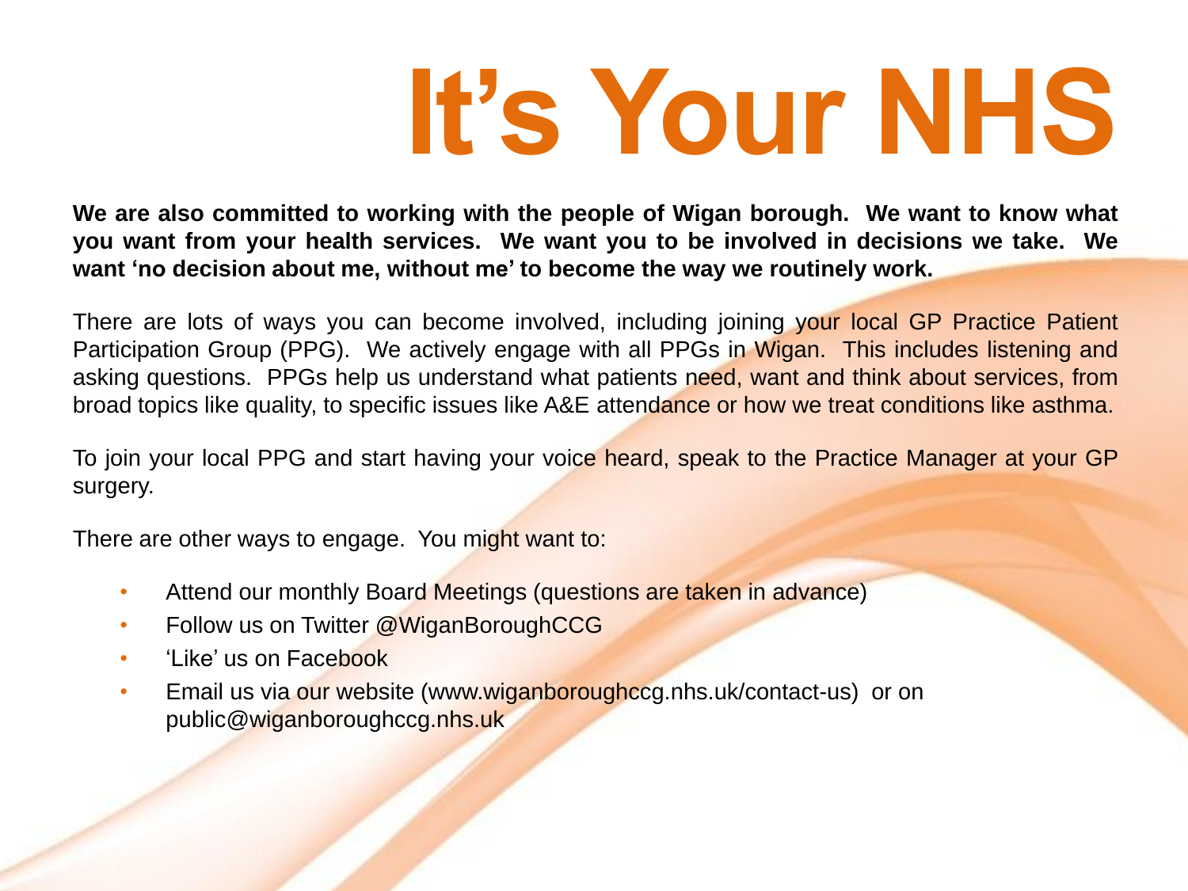# It's Your NHS

**We are also committed to working with the people of Wigan borough. We want to know what you want from your health services. We want you to be involved in decisions we take. We want 'no decision about me, without me' to become the way we routinely work.**

There are lots of ways you can become involved, including joining your local GP Practice Patient Participation Group (PPG). We actively engage with all PPGs in Wigan. This includes listening and asking questions. PPGs help us understand what patients need, want and think about services, from broad topics like quality, to specific issues like A&E attendance or how we treat conditions like asthma.

To join your local PPG and start having your voice heard, speak to the Practice Manager at your GP surgery.

There are other ways to engage. You might want to:

- Attend our monthly Board Meetings (questions are taken in advance)
- Follow us on Twitter @WiganBoroughCCG
- 'Like' us on Facebook
- Email us via our website (www.wiganboroughccg.nhs.uk/contact-us) or on public@wiganboroughccg.nhs.uk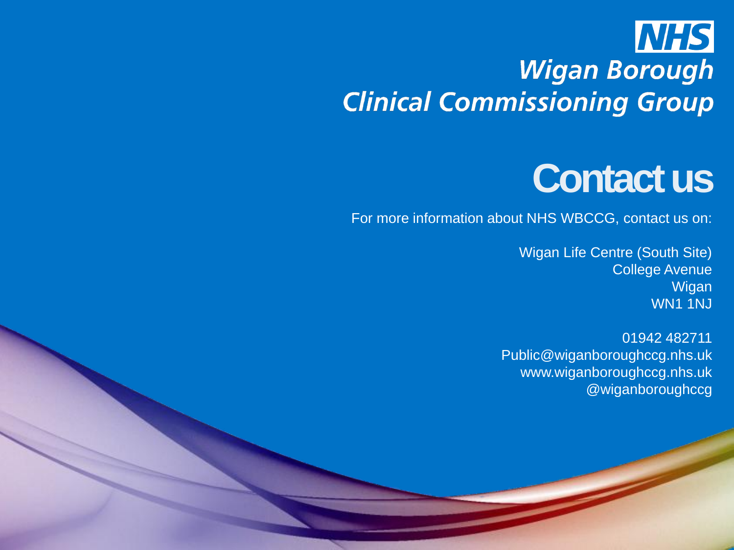NHS

Wigan Borough
Clinical Commissioning Group

# Contact us

For more information about NHS WBCCG, contact us on:

Wigan Life Centre (South Site)
College Avenue
Wigan
WN1 1NJ

01942 482711
Public@wiganboroughccg.nhs.uk
www.wiganboroughccg.nhs.uk
@wiganboroughccg